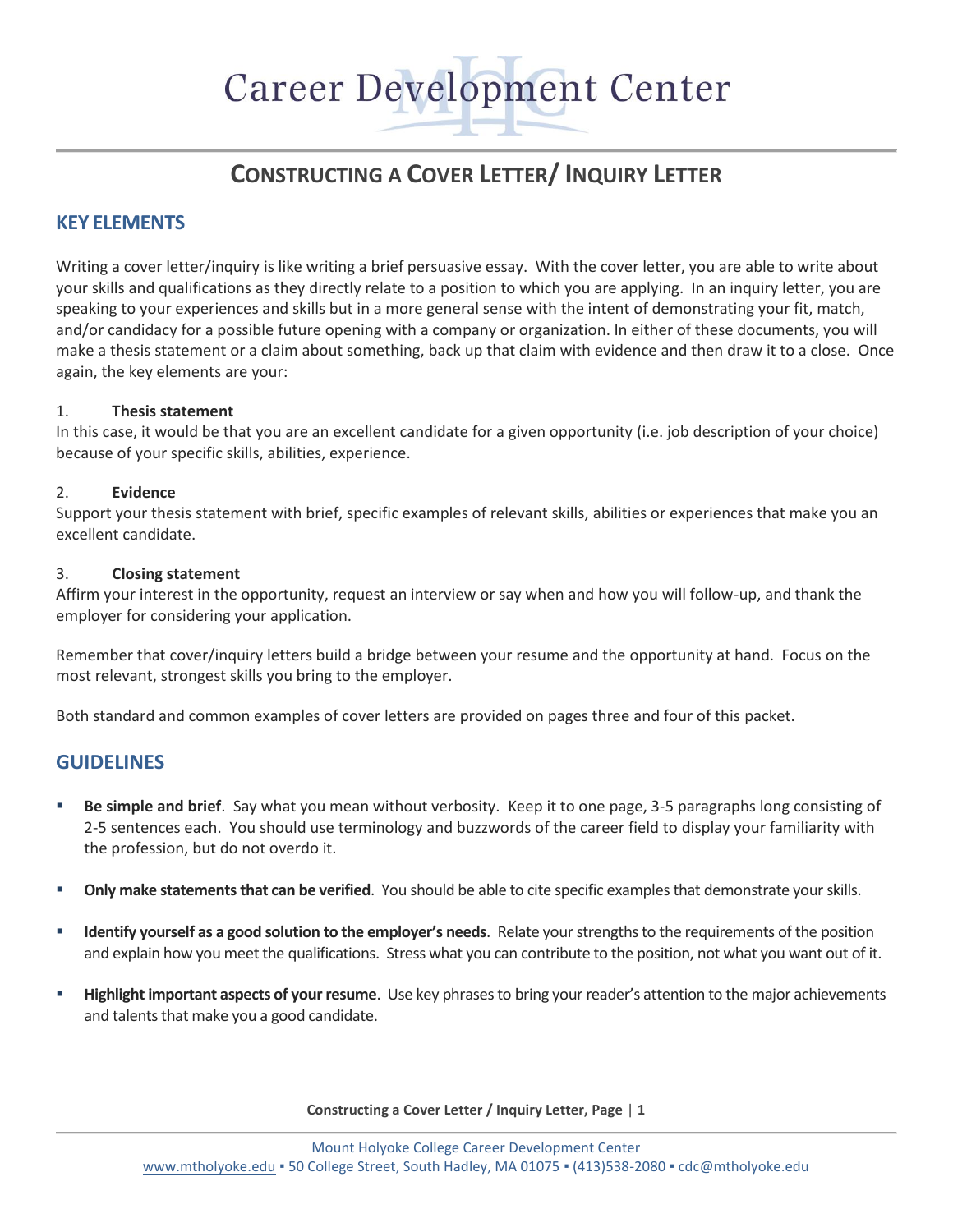# Career Development Center

## CONSTRUCTING A COVER LETTER/ INQUIRY LETTER

### KEY ELEMENTS

Writing a cover letter/inquiry is like writing a brief persuasive essay. With the cover letter, you are able to write about your skills and qualifications as they directly relate to a position to which you are applying. In an inquiry letter, you are speaking to your experiences and skills but in a more general sense with the intent of demonstrating your fit, match, and/or candidacy for a possible future opening with a company or organization. In either of these documents, you will make a thesis statement or a claim about something, back up that claim with evidence and then draw it to a close. Once again, the key elements are your:

1. **Thesis statement**
In this case, it would be that you are an excellent candidate for a given opportunity (i.e. job description of your choice) because of your specific skills, abilities, experience.

2. **Evidence**
Support your thesis statement with brief, specific examples of relevant skills, abilities or experiences that make you an excellent candidate.

3. **Closing statement**
Affirm your interest in the opportunity, request an interview or say when and how you will follow-up, and thank the employer for considering your application.

Remember that cover/inquiry letters build a bridge between your resume and the opportunity at hand. Focus on the most relevant, strongest skills you bring to the employer.

Both standard and common examples of cover letters are provided on pages three and four of this packet.

### GUIDELINES

- **Be simple and brief**. Say what you mean without verbosity. Keep it to one page, 3-5 paragraphs long consisting of 2-5 sentences each. You should use terminology and buzzwords of the career field to display your familiarity with the profession, but do not overdo it.

- **Only make statements that can be verified**. You should be able to cite specific examples that demonstrate your skills.

- **Identify yourself as a good solution to the employer's needs**. Relate your strengths to the requirements of the position and explain how you meet the qualifications. Stress what you can contribute to the position, not what you want out of it.

- **Highlight important aspects of your resume**. Use key phrases to bring your reader's attention to the major achievements and talents that make you a good candidate.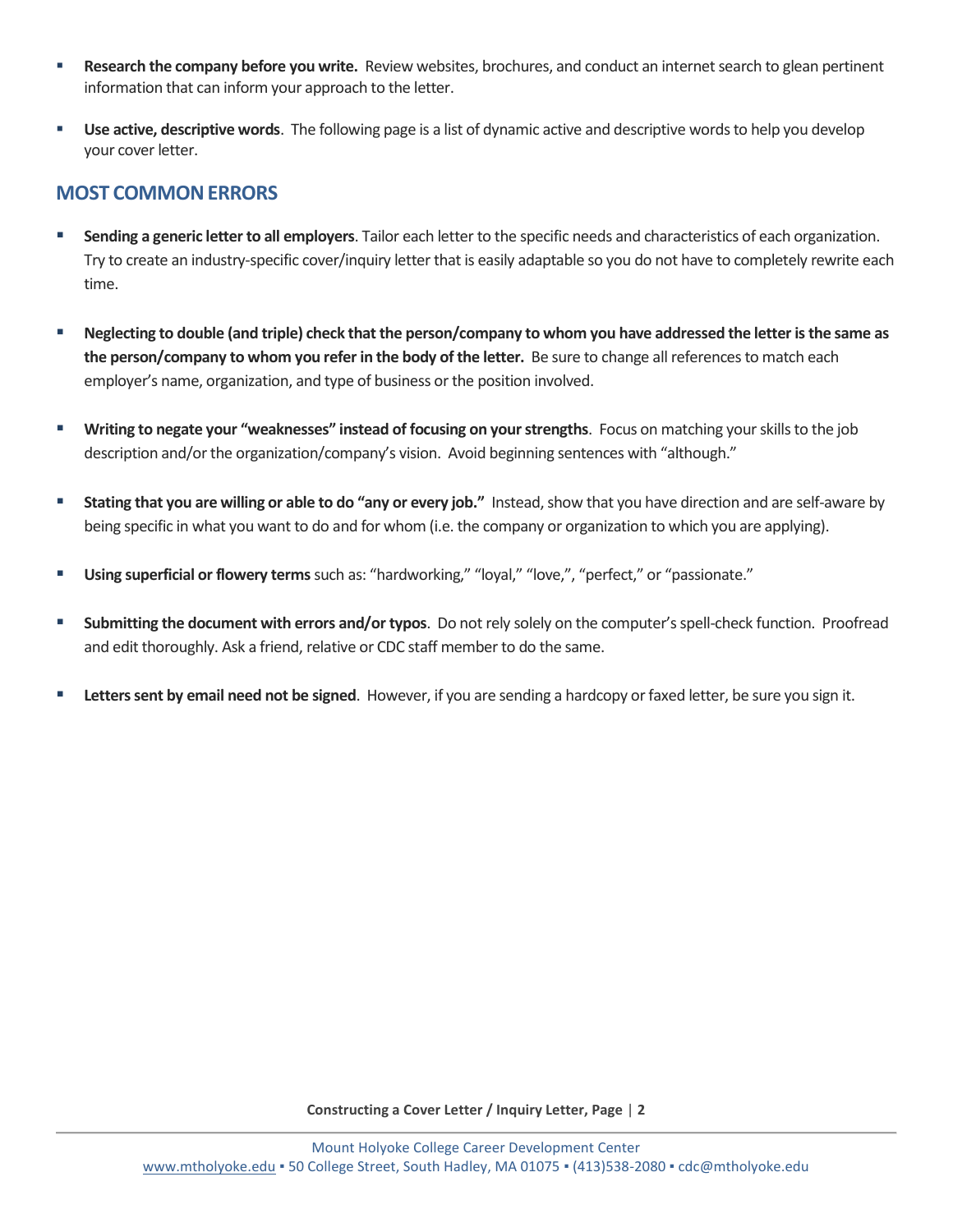- **Research the company before you write.** Review websites, brochures, and conduct an internet search to glean pertinent information that can inform your approach to the letter.

- **Use active, descriptive words**. The following page is a list of dynamic active and descriptive words to help you develop your cover letter.

## MOST COMMON ERRORS

- **Sending a generic letter to all employers**. Tailor each letter to the specific needs and characteristics of each organization. Try to create an industry-specific cover/inquiry letter that is easily adaptable so you do not have to completely rewrite each time.

- **Neglecting to double (and triple) check that the person/company to whom you have addressed the letter is the same as the person/company to whom you refer in the body of the letter.** Be sure to change all references to match each employer's name, organization, and type of business or the position involved.

- **Writing to negate your "weaknesses" instead of focusing on your strengths**. Focus on matching your skills to the job description and/or the organization/company's vision. Avoid beginning sentences with "although."

- **Stating that you are willing or able to do "any or every job."** Instead, show that you have direction and are self-aware by being specific in what you want to do and for whom (i.e. the company or organization to which you are applying).

- **Using superficial or flowery terms** such as: "hardworking," "loyal," "love,", "perfect," or "passionate."

- **Submitting the document with errors and/or typos**. Do not rely solely on the computer's spell-check function. Proofread and edit thoroughly. Ask a friend, relative or CDC staff member to do the same.

- **Letters sent by email need not be signed**. However, if you are sending a hardcopy or faxed letter, be sure you sign it.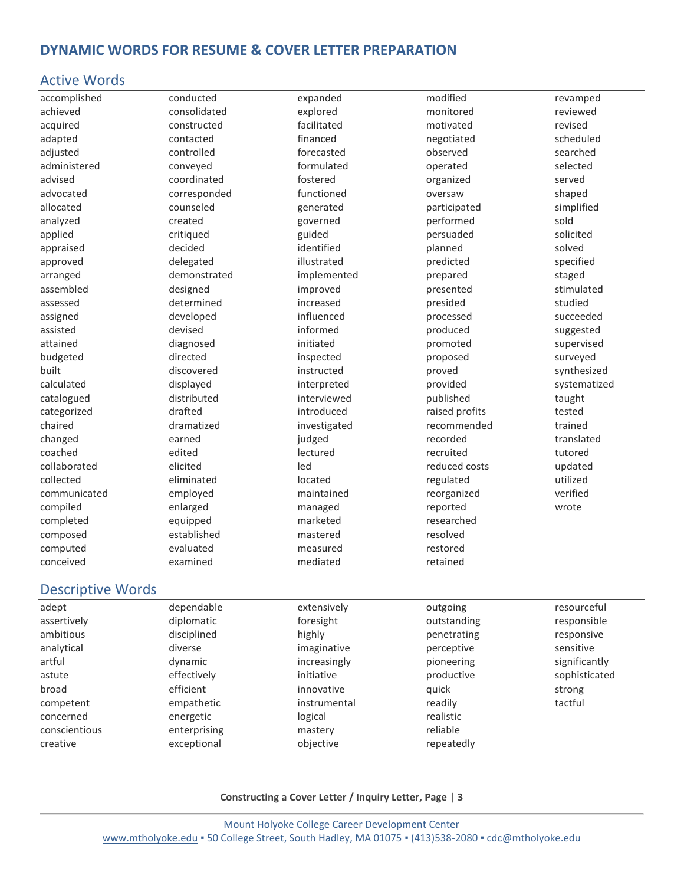# DYNAMIC WORDS FOR RESUME & COVER LETTER PREPARATION

## Active Words

accomplished
achieved
acquired
adapted
adjusted
administered
advised
advocated
allocated
analyzed
applied
appraised
approved
arranged
assembled
assessed
assigned
assisted
attained
budgeted
built
calculated
catalogued
categorized
chaired
changed
coached
collaborated
collected
communicated
compiled
completed
composed
computed
conceived
conducted
consolidated
constructed
contacted
controlled
conveyed
coordinated
corresponded
counseled
created
critiqued
decided
delegated
demonstrated
designed
determined
developed
devised
diagnosed
directed
discovered
displayed
distributed
drafted
dramatized
earned
edited
elicited
eliminated
employed
enlarged
equipped
established
evaluated
examined
expanded
explored
facilitated
financed
forecasted
formulated
fostered
functioned
generated
governed
guided
identified
illustrated
implemented
improved
increased
influenced
informed
initiated
inspected
instructed
interpreted
interviewed
introduced
investigated
judged
lectured
led
located
maintained
managed
marketed
mastered
measured
mediated
modified
monitored
motivated
negotiated
observed
operated
organized
oversaw
participated
performed
persuaded
planned
predicted
prepared
presented
presided
processed
produced
promoted
proposed
proved
provided
published
raised profits
recommended
recorded
recruited
reduced costs
regulated
reorganized
reported
researched
resolved
restored
retained
revamped
reviewed
revised
scheduled
searched
selected
served
shaped
simplified
sold
solicited
solved
specified
staged
stimulated
studied
succeeded
suggested
supervised
surveyed
synthesized
systematized
taught
tested
trained
translated
tutored
updated
utilized
verified
wrote

## Descriptive Words

adept
assertively
ambitious
analytical
artful
astute
broad
competent
concerned
conscientious
creative
dependable
diplomatic
disciplined
diverse
dynamic
effectively
efficient
empathetic
energetic
enterprising
exceptional
extensively
foresight
highly
imaginative
increasingly
initiative
innovative
instrumental
logical
mastery
objective
outgoing
outstanding
penetrating
perceptive
pioneering
productive
quick
readily
realistic
reliable
repeatedly
resourceful
responsible
responsive
sensitive
significantly
sophisticated
strong
tactful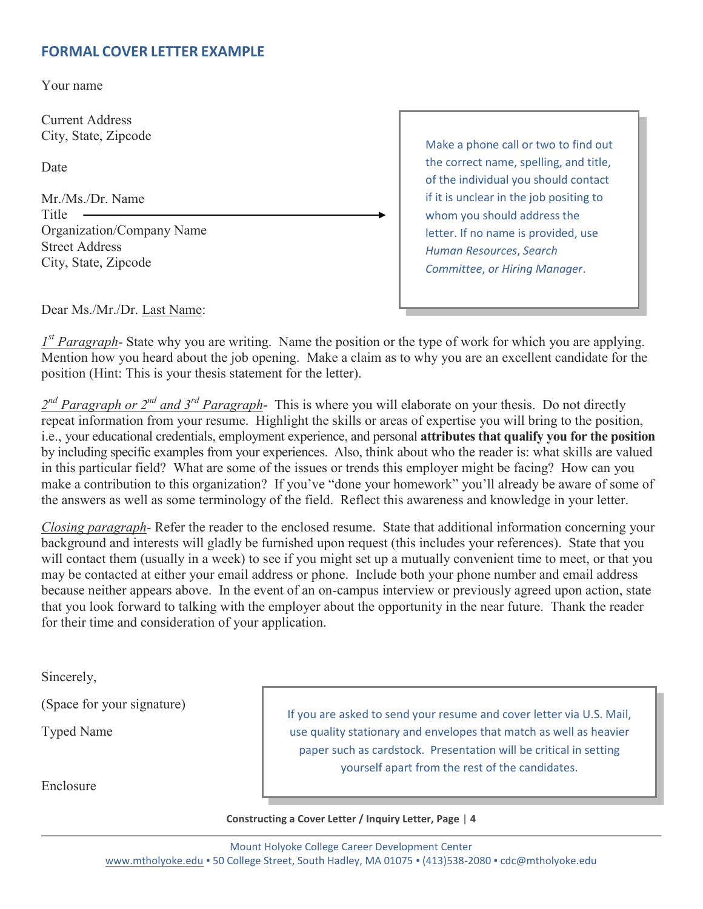## FORMAL COVER LETTER EXAMPLE

Your name

Current Address
City, State, Zipcode

Date

Mr./Ms./Dr. Name
Title
Organization/Company Name
Street Address
City, State, Zipcode

> Make a phone call or two to find out the correct name, spelling, and title, of the individual you should contact if it is unclear in the job positing to whom you should address the letter. If no name is provided, use *Human Resources*, *Search Committee*, *or Hiring Manager*.

Dear Ms./Mr./Dr. Last Name:

*1st Paragraph*- State why you are writing. Name the position or the type of work for which you are applying. Mention how you heard about the job opening. Make a claim as to why you are an excellent candidate for the position (Hint: This is your thesis statement for the letter).

*2nd Paragraph or 2nd and 3rd Paragraph*- This is where you will elaborate on your thesis. Do not directly repeat information from your resume. Highlight the skills or areas of expertise you will bring to the position, i.e., your educational credentials, employment experience, and personal **attributes that qualify you for the position** by including specific examples from your experiences. Also, think about who the reader is: what skills are valued in this particular field? What are some of the issues or trends this employer might be facing? How can you make a contribution to this organization? If you've "done your homework" you'll already be aware of some of the answers as well as some terminology of the field. Reflect this awareness and knowledge in your letter.

*Closing paragraph*- Refer the reader to the enclosed resume. State that additional information concerning your background and interests will gladly be furnished upon request (this includes your references). State that you will contact them (usually in a week) to see if you might set up a mutually convenient time to meet, or that you may be contacted at either your email address or phone. Include both your phone number and email address because neither appears above. In the event of an on-campus interview or previously agreed upon action, state that you look forward to talking with the employer about the opportunity in the near future. Thank the reader for their time and consideration of your application.

Sincerely,

(Space for your signature)

Typed Name

Enclosure

> If you are asked to send your resume and cover letter via U.S. Mail, use quality stationary and envelopes that match as well as heavier paper such as cardstock. Presentation will be critical in setting yourself apart from the rest of the candidates.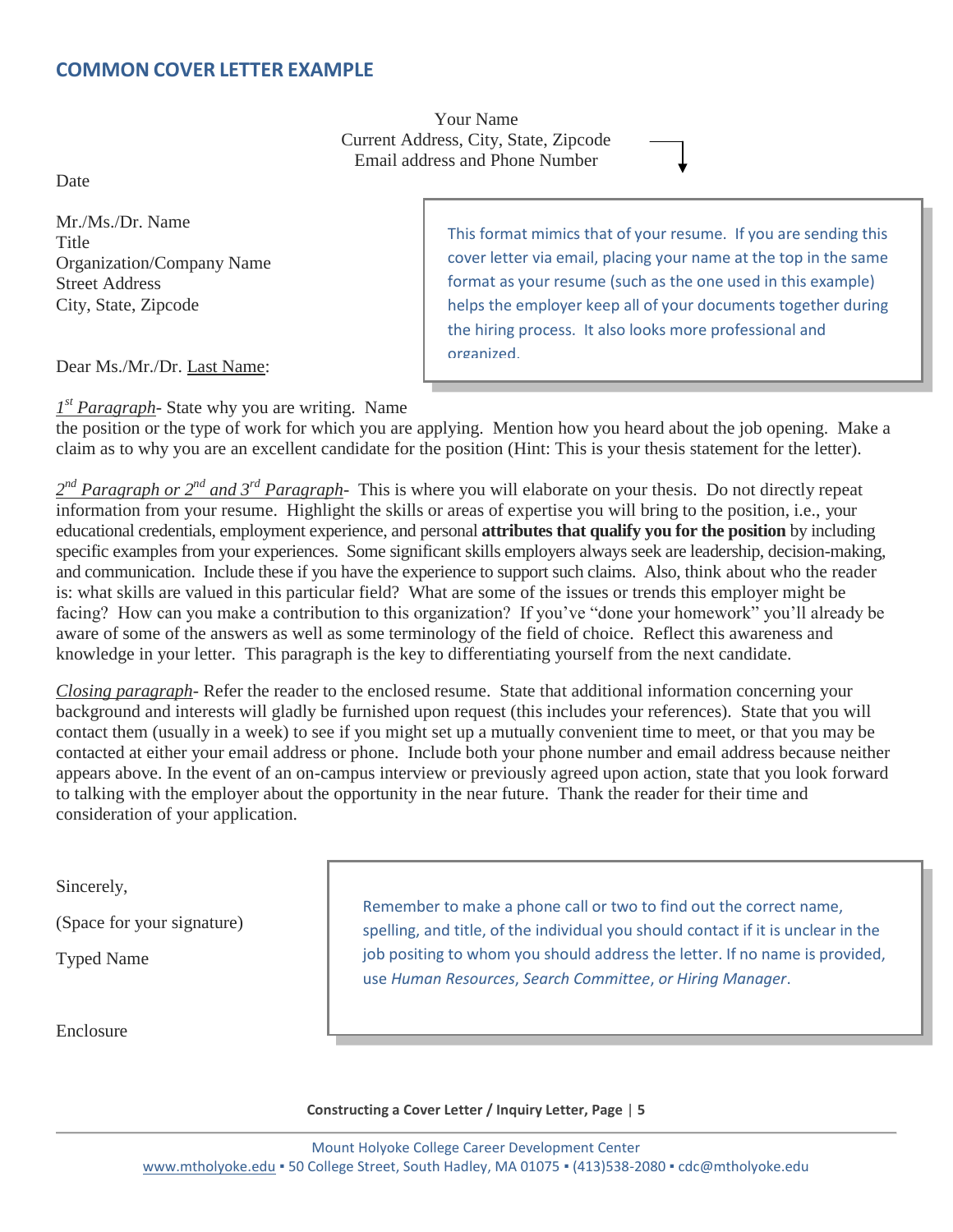## COMMON COVER LETTER EXAMPLE

Your Name
Current Address, City, State, Zipcode
Email address and Phone Number

> This format mimics that of your resume. If you are sending this cover letter via email, placing your name at the top in the same format as your resume (such as the one used in this example) helps the employer keep all of your documents together during the hiring process. It also looks more professional and organized.

Date

Mr./Ms./Dr. Name
Title
Organization/Company Name
Street Address
City, State, Zipcode

Dear Ms./Mr./Dr. Last Name:

*1st Paragraph*- State why you are writing. Name the position or the type of work for which you are applying. Mention how you heard about the job opening. Make a claim as to why you are an excellent candidate for the position (Hint: This is your thesis statement for the letter).

*2nd Paragraph or 2nd and 3rd Paragraph*- This is where you will elaborate on your thesis. Do not directly repeat information from your resume. Highlight the skills or areas of expertise you will bring to the position, i.e., your educational credentials, employment experience, and personal **attributes that qualify you for the position** by including specific examples from your experiences. Some significant skills employers always seek are leadership, decision-making, and communication. Include these if you have the experience to support such claims. Also, think about who the reader is: what skills are valued in this particular field? What are some of the issues or trends this employer might be facing? How can you make a contribution to this organization? If you've "done your homework" you'll already be aware of some of the answers as well as some terminology of the field of choice. Reflect this awareness and knowledge in your letter. This paragraph is the key to differentiating yourself from the next candidate.

*Closing paragraph*- Refer the reader to the enclosed resume. State that additional information concerning your background and interests will gladly be furnished upon request (this includes your references). State that you will contact them (usually in a week) to see if you might set up a mutually convenient time to meet, or that you may be contacted at either your email address or phone. Include both your phone number and email address because neither appears above. In the event of an on-campus interview or previously agreed upon action, state that you look forward to talking with the employer about the opportunity in the near future. Thank the reader for their time and consideration of your application.

Sincerely,

(Space for your signature)

Typed Name

Enclosure

> Remember to make a phone call or two to find out the correct name, spelling, and title, of the individual you should contact if it is unclear in the job positing to whom you should address the letter. If no name is provided, use *Human Resources*, *Search Committee*, *or Hiring Manager*.

Constructing a Cover Letter / Inquiry Letter

Mount Holyoke College Career Development Center
www.mtholyoke.edu ▪ 50 College Street, South Hadley, MA 01075 ▪ (413)538-2080 ▪ cdc@mtholyoke.edu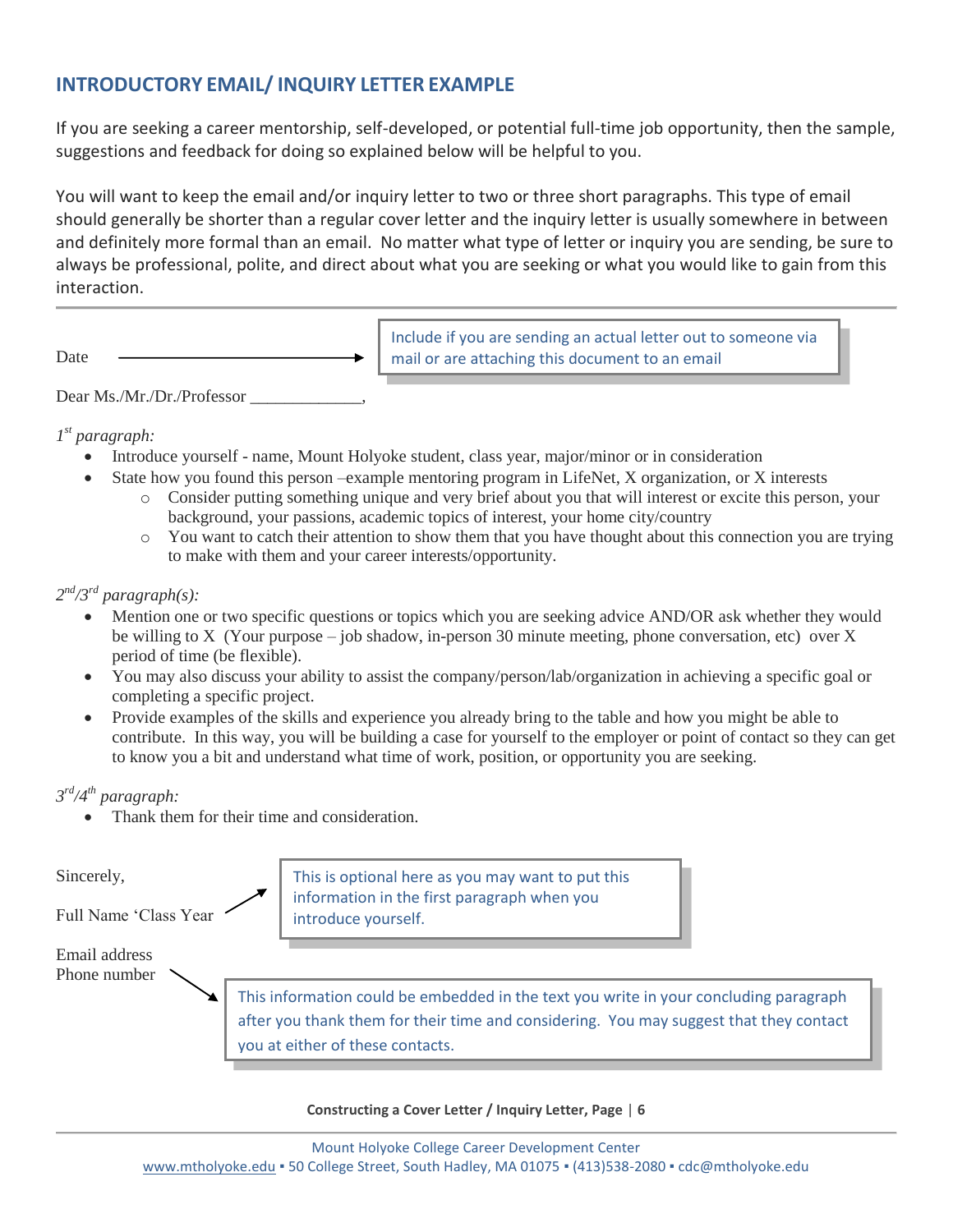## INTRODUCTORY EMAIL/ INQUIRY LETTER EXAMPLE

If you are seeking a career mentorship, self-developed, or potential full-time job opportunity, then the sample, suggestions and feedback for doing so explained below will be helpful to you.

You will want to keep the email and/or inquiry letter to two or three short paragraphs. This type of email should generally be shorter than a regular cover letter and the inquiry letter is usually somewhere in between and definitely more formal than an email. No matter what type of letter or inquiry you are sending, be sure to always be professional, polite, and direct about what you are seeking or what you would like to gain from this interaction.

---

Date → *Include if you are sending an actual letter out to someone via mail or are attaching this document to an email*

Dear Ms./Mr./Dr./Professor _____________,

*1st paragraph:*

- Introduce yourself - name, Mount Holyoke student, class year, major/minor or in consideration
- State how you found this person –example mentoring program in LifeNet, X organization, or X interests
  - Consider putting something unique and very brief about you that will interest or excite this person, your background, your passions, academic topics of interest, your home city/country
  - You want to catch their attention to show them that you have thought about this connection you are trying to make with them and your career interests/opportunity.

*2nd/3rd paragraph(s):*

- Mention one or two specific questions or topics which you are seeking advice AND/OR ask whether they would be willing to X (Your purpose – job shadow, in-person 30 minute meeting, phone conversation, etc) over X period of time (be flexible).
- You may also discuss your ability to assist the company/person/lab/organization in achieving a specific goal or completing a specific project.
- Provide examples of the skills and experience you already bring to the table and how you might be able to contribute. In this way, you will be building a case for yourself to the employer or point of contact so they can get to know you a bit and understand what time of work, position, or opportunity you are seeking.

*3rd/4th paragraph:*

- Thank them for their time and consideration.

Sincerely,

Full Name 'Class Year → *This is optional here as you may want to put this information in the first paragraph when you introduce yourself.*

Email address
Phone number → *This information could be embedded in the text you write in your concluding paragraph after you thank them for their time and considering. You may suggest that they contact you at either of these contacts.*

**Constructing a Cover Letter / Inquiry Letter, Page | 6**

Mount Holyoke College Career Development Center
www.mtholyoke.edu ▪ 50 College Street, South Hadley, MA 01075 ▪ (413)538-2080 ▪ cdc@mtholyoke.edu